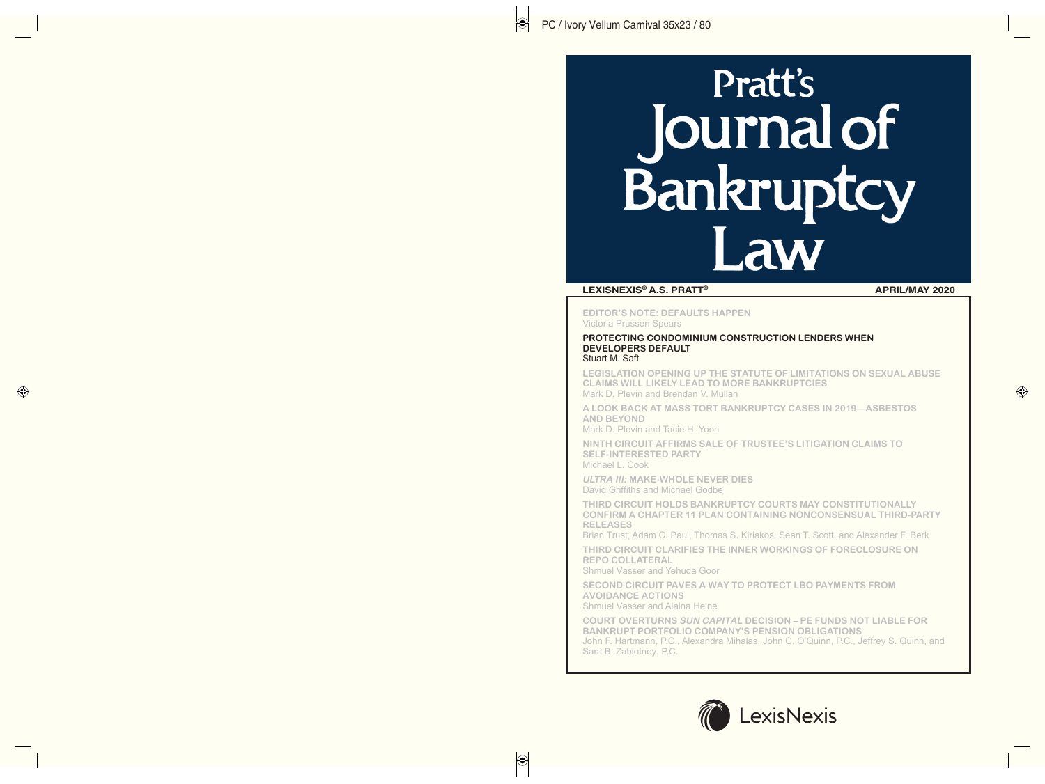# Pratt's Journal of Bankruptcy Law

**LEXISNEXIS® A.S. PRATT®** **APRIL/MAY 2020**

**EDITOR'S NOTE: DEFAULTS HAPPEN**
Victoria Prussen Spears

**PROTECTING CONDOMINIUM CONSTRUCTION LENDERS WHEN DEVELOPERS DEFAULT**
Stuart M. Saft

**LEGISLATION OPENING UP THE STATUTE OF LIMITATIONS ON SEXUAL ABUSE CLAIMS WILL LIKELY LEAD TO MORE BANKRUPTCIES**
Mark D. Plevin and Brendan V. Mullan

**A LOOK BACK AT MASS TORT BANKRUPTCY CASES IN 2019—ASBESTOS AND BEYOND**
Mark D. Plevin and Tacie H. Yoon

**NINTH CIRCUIT AFFIRMS SALE OF TRUSTEE'S LITIGATION CLAIMS TO SELF-INTERESTED PARTY**
Michael L. Cook

***ULTRA III:* MAKE-WHOLE NEVER DIES**
David Griffiths and Michael Godbe

**THIRD CIRCUIT HOLDS BANKRUPTCY COURTS MAY CONSTITUTIONALLY CONFIRM A CHAPTER 11 PLAN CONTAINING NONCONSENSUAL THIRD-PARTY RELEASES**
Brian Trust, Adam C. Paul, Thomas S. Kiriakos, Sean T. Scott, and Alexander F. Berk

**THIRD CIRCUIT CLARIFIES THE INNER WORKINGS OF FORECLOSURE ON REPO COLLATERAL**
Shmuel Vasser and Yehuda Goor

**SECOND CIRCUIT PAVES A WAY TO PROTECT LBO PAYMENTS FROM AVOIDANCE ACTIONS**
Shmuel Vasser and Alaina Heine

**COURT OVERTURNS *SUN CAPITAL* DECISION – PE FUNDS NOT LIABLE FOR BANKRUPT PORTFOLIO COMPANY'S PENSION OBLIGATIONS**
John F. Hartmann, P.C., Alexandra Mihalas, John C. O'Quinn, P.C., Jeffrey S. Quinn, and Sara B. Zablotney, P.C.

LexisNexis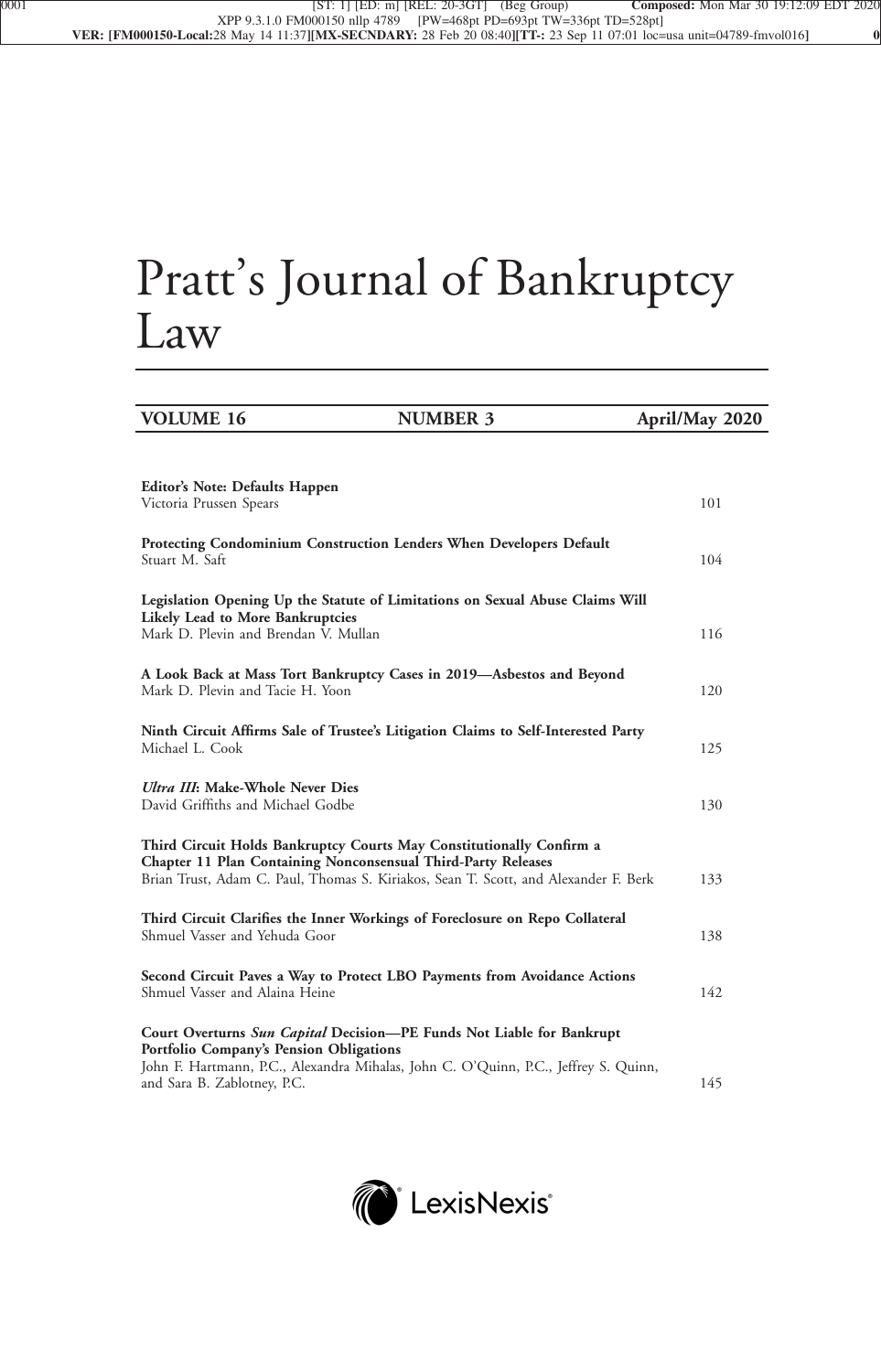# Pratt's Journal of Bankruptcy Law

| VOLUME 16 | NUMBER 3 | April/May 2020 |
|---|---|---|

**Editor's Note: Defaults Happen**
Victoria Prussen Spears — 101

**Protecting Condominium Construction Lenders When Developers Default**
Stuart M. Saft — 104

**Legislation Opening Up the Statute of Limitations on Sexual Abuse Claims Will Likely Lead to More Bankruptcies**
Mark D. Plevin and Brendan V. Mullan — 116

**A Look Back at Mass Tort Bankruptcy Cases in 2019—Asbestos and Beyond**
Mark D. Plevin and Tacie H. Yoon — 120

**Ninth Circuit Affirms Sale of Trustee's Litigation Claims to Self-Interested Party**
Michael L. Cook — 125

***Ultra III*: Make-Whole Never Dies**
David Griffiths and Michael Godbe — 130

**Third Circuit Holds Bankruptcy Courts May Constitutionally Confirm a Chapter 11 Plan Containing Nonconsensual Third-Party Releases**
Brian Trust, Adam C. Paul, Thomas S. Kiriakos, Sean T. Scott, and Alexander F. Berk — 133

**Third Circuit Clarifies the Inner Workings of Foreclosure on Repo Collateral**
Shmuel Vasser and Yehuda Goor — 138

**Second Circuit Paves a Way to Protect LBO Payments from Avoidance Actions**
Shmuel Vasser and Alaina Heine — 142

**Court Overturns *Sun Capital* Decision—PE Funds Not Liable for Bankrupt Portfolio Company's Pension Obligations**
John F. Hartmann, P.C., Alexandra Mihalas, John C. O'Quinn, P.C., Jeffrey S. Quinn, and Sara B. Zablotney, P.C. — 145

LexisNexis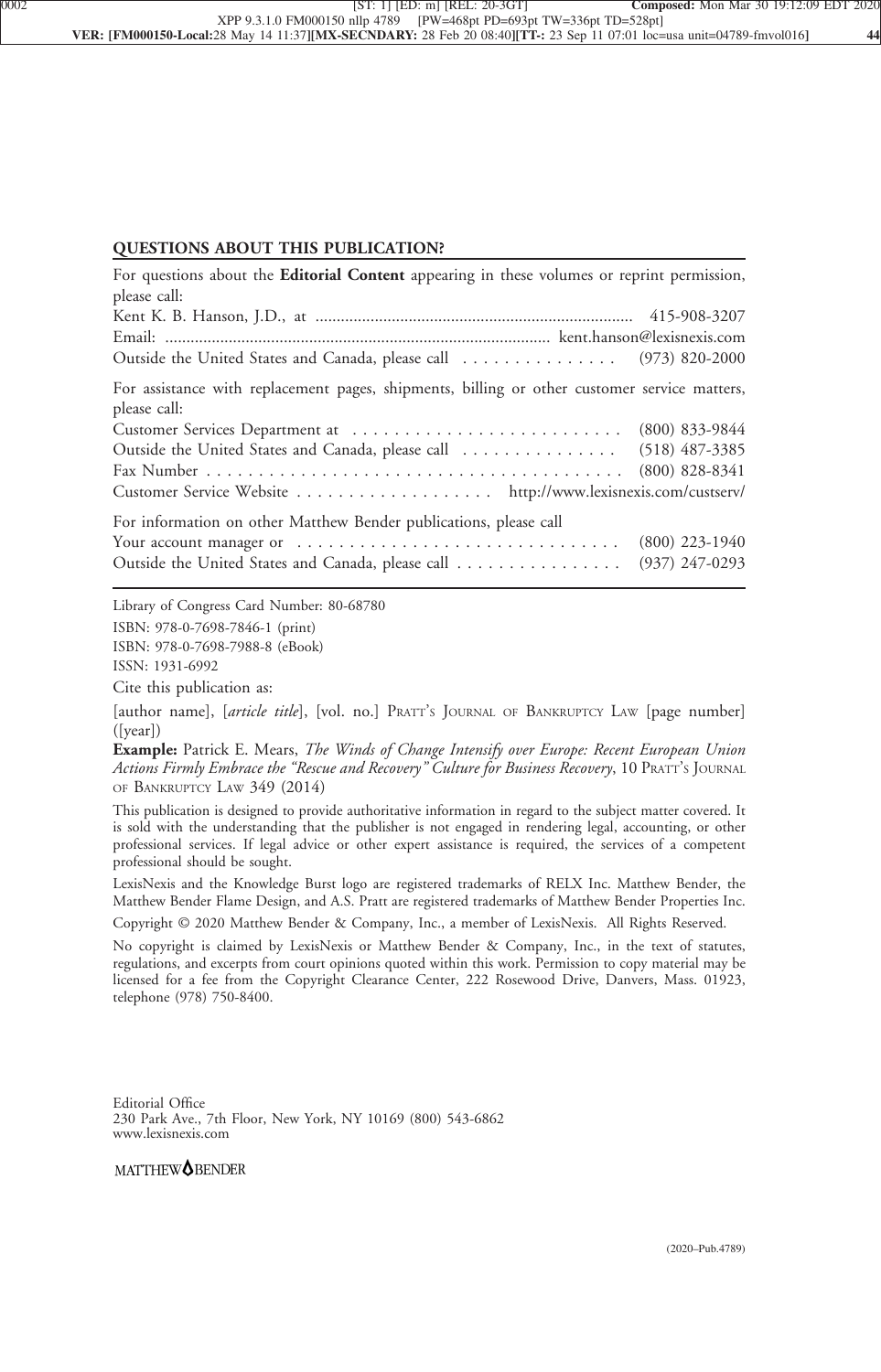## QUESTIONS ABOUT THIS PUBLICATION?

For questions about the **Editorial Content** appearing in these volumes or reprint permission, please call:

Kent K. B. Hanson, J.D., at .......................................................................... 415-908-3207
Email: .......................................................................................... kent.hanson@lexisnexis.com
Outside the United States and Canada, please call . . . . . . . . . . . . . . . (973) 820-2000

For assistance with replacement pages, shipments, billing or other customer service matters, please call:

Customer Services Department at . . . . . . . . . . . . . . . . . . . . . . . . . . (800) 833-9844
Outside the United States and Canada, please call . . . . . . . . . . . . . . . (518) 487-3385
Fax Number . . . . . . . . . . . . . . . . . . . . . . . . . . . . . . . . . . . . . . . . . (800) 828-8341
Customer Service Website . . . . . . . . . . . . . . . . . . . http://www.lexisnexis.com/custserv/

For information on other Matthew Bender publications, please call

Your account manager or . . . . . . . . . . . . . . . . . . . . . . . . . . . . . . . (800) 223-1940
Outside the United States and Canada, please call . . . . . . . . . . . . . . . . (937) 247-0293

---

Library of Congress Card Number: 80-68780

ISBN: 978-0-7698-7846-1 (print)

ISBN: 978-0-7698-7988-8 (eBook)

ISSN: 1931-6992

Cite this publication as:

[author name], [*article title*], [vol. no.] PRATT'S JOURNAL OF BANKRUPTCY LAW [page number] ([year])

**Example:** Patrick E. Mears, *The Winds of Change Intensify over Europe: Recent European Union Actions Firmly Embrace the "Rescue and Recovery" Culture for Business Recovery*, 10 PRATT'S JOURNAL OF BANKRUPTCY LAW 349 (2014)

This publication is designed to provide authoritative information in regard to the subject matter covered. It is sold with the understanding that the publisher is not engaged in rendering legal, accounting, or other professional services. If legal advice or other expert assistance is required, the services of a competent professional should be sought.

LexisNexis and the Knowledge Burst logo are registered trademarks of RELX Inc. Matthew Bender, the Matthew Bender Flame Design, and A.S. Pratt are registered trademarks of Matthew Bender Properties Inc.

Copyright © 2020 Matthew Bender & Company, Inc., a member of LexisNexis. All Rights Reserved.

No copyright is claimed by LexisNexis or Matthew Bender & Company, Inc., in the text of statutes, regulations, and excerpts from court opinions quoted within this work. Permission to copy material may be licensed for a fee from the Copyright Clearance Center, 222 Rosewood Drive, Danvers, Mass. 01923, telephone (978) 750-8400.

Editorial Office
230 Park Ave., 7th Floor, New York, NY 10169 (800) 543-6862
www.lexisnexis.com

MATTHEW BENDER

(2020–Pub.4789)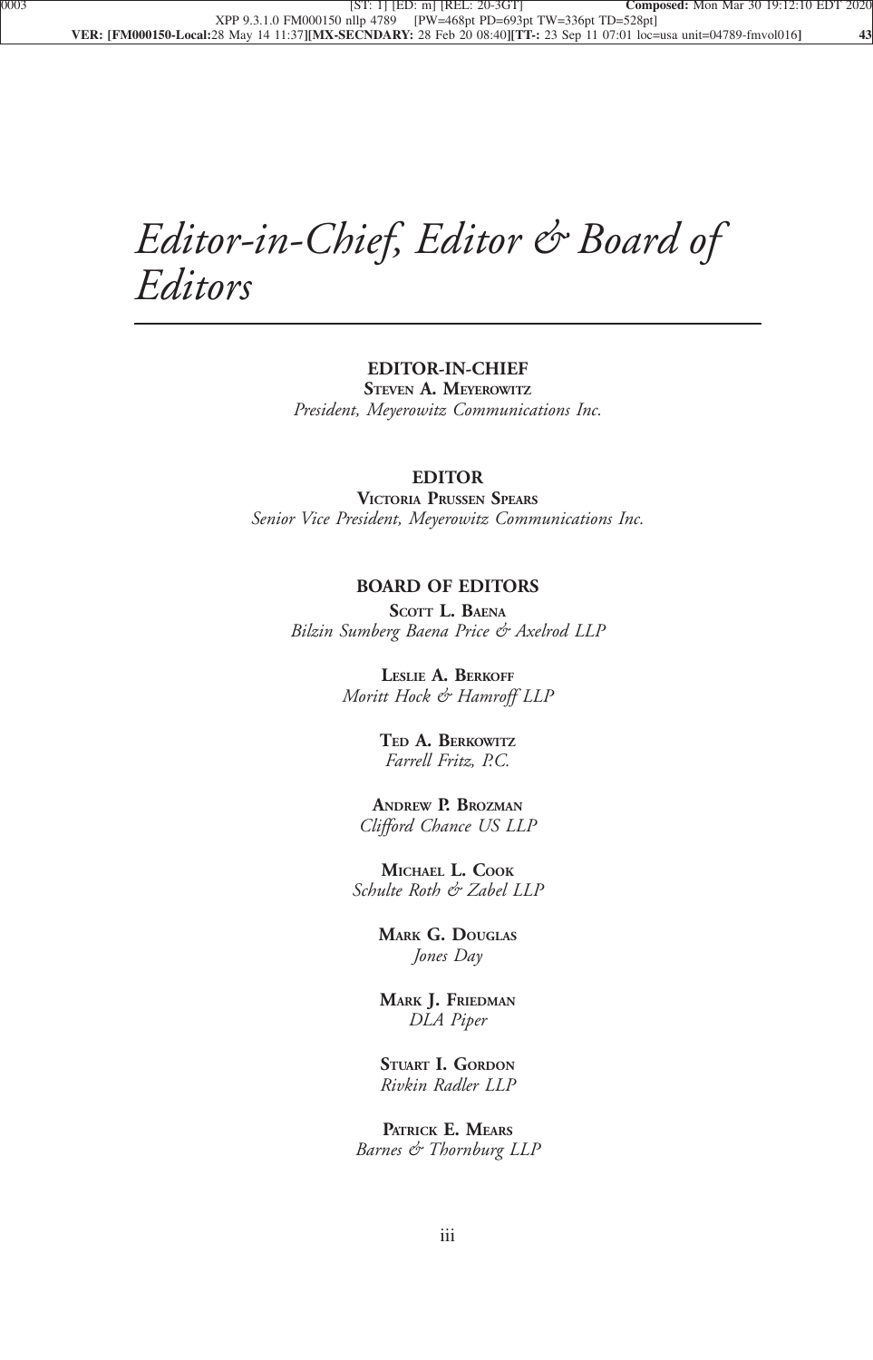# *Editor-in-Chief, Editor & Board of Editors*

**EDITOR-IN-CHIEF**

**Steven A. Meyerowitz**

*President, Meyerowitz Communications Inc.*

**EDITOR**

**Victoria Prussen Spears**

*Senior Vice President, Meyerowitz Communications Inc.*

**BOARD OF EDITORS**

**Scott L. Baena**

*Bilzin Sumberg Baena Price & Axelrod LLP*

**Leslie A. Berkoff**

*Moritt Hock & Hamroff LLP*

**Ted A. Berkowitz**

*Farrell Fritz, P.C.*

**Andrew P. Brozman**

*Clifford Chance US LLP*

**Michael L. Cook**

*Schulte Roth & Zabel LLP*

**Mark G. Douglas**

*Jones Day*

**Mark J. Friedman**

*DLA Piper*

**Stuart I. Gordon**

*Rivkin Radler LLP*

**Patrick E. Mears**

*Barnes & Thornburg LLP*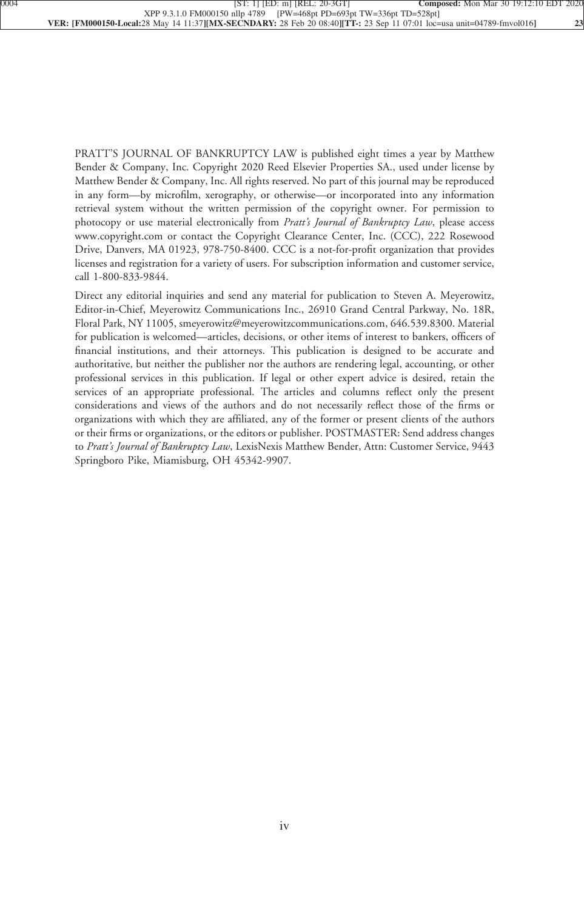PRATT'S JOURNAL OF BANKRUPTCY LAW is published eight times a year by Matthew Bender & Company, Inc. Copyright 2020 Reed Elsevier Properties SA., used under license by Matthew Bender & Company, Inc. All rights reserved. No part of this journal may be reproduced in any form—by microfilm, xerography, or otherwise—or incorporated into any information retrieval system without the written permission of the copyright owner. For permission to photocopy or use material electronically from *Pratt's Journal of Bankruptcy Law*, please access www.copyright.com or contact the Copyright Clearance Center, Inc. (CCC), 222 Rosewood Drive, Danvers, MA 01923, 978-750-8400. CCC is a not-for-profit organization that provides licenses and registration for a variety of users. For subscription information and customer service, call 1-800-833-9844.

Direct any editorial inquiries and send any material for publication to Steven A. Meyerowitz, Editor-in-Chief, Meyerowitz Communications Inc., 26910 Grand Central Parkway, No. 18R, Floral Park, NY 11005, smeyerowitz@meyerowitzcommunications.com, 646.539.8300. Material for publication is welcomed—articles, decisions, or other items of interest to bankers, officers of financial institutions, and their attorneys. This publication is designed to be accurate and authoritative, but neither the publisher nor the authors are rendering legal, accounting, or other professional services in this publication. If legal or other expert advice is desired, retain the services of an appropriate professional. The articles and columns reflect only the present considerations and views of the authors and do not necessarily reflect those of the firms or organizations with which they are affiliated, any of the former or present clients of the authors or their firms or organizations, or the editors or publisher. POSTMASTER: Send address changes to *Pratt's Journal of Bankruptcy Law*, LexisNexis Matthew Bender, Attn: Customer Service, 9443 Springboro Pike, Miamisburg, OH 45342-9907.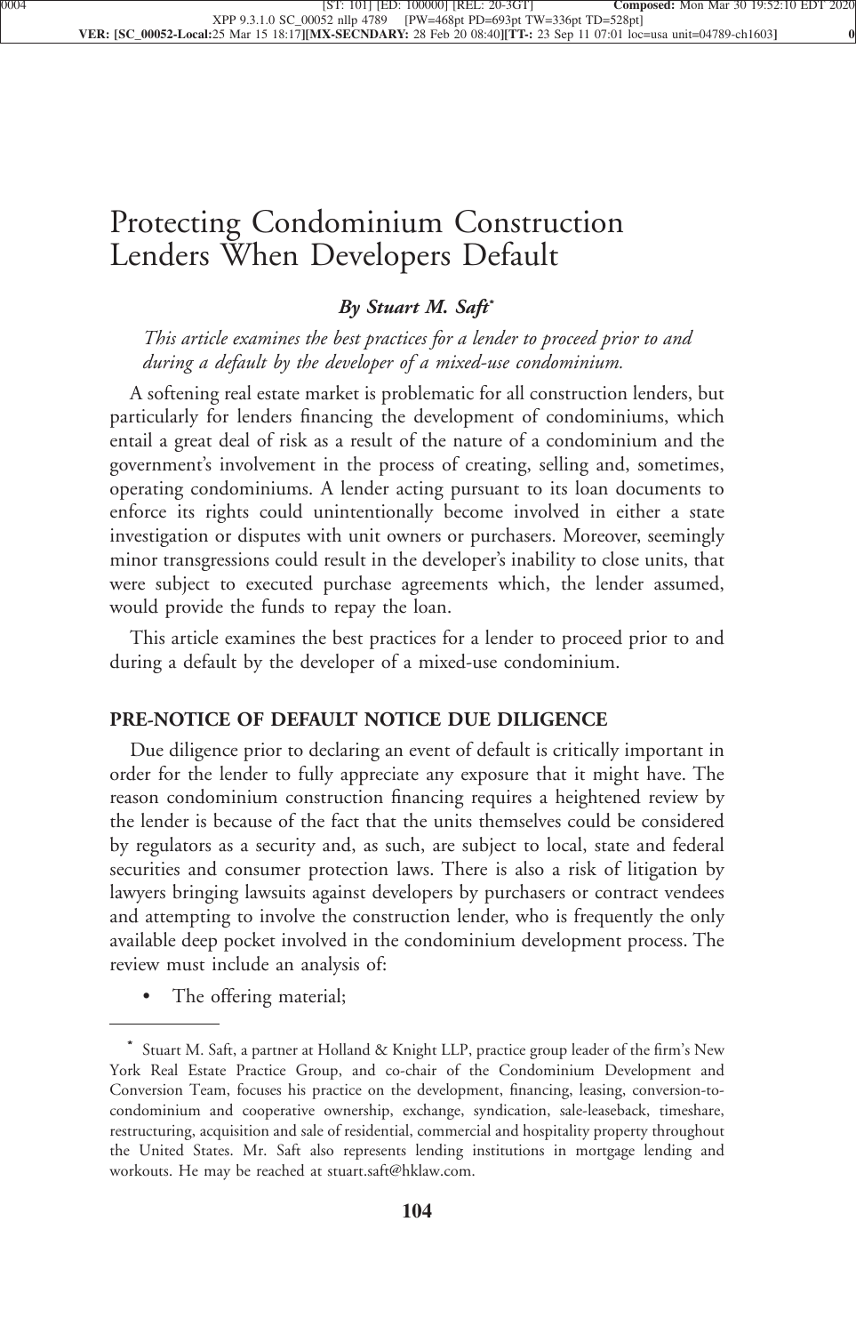# Protecting Condominium Construction Lenders When Developers Default

***By Stuart M. Saft****

*This article examines the best practices for a lender to proceed prior to and during a default by the developer of a mixed-use condominium.*

A softening real estate market is problematic for all construction lenders, but particularly for lenders financing the development of condominiums, which entail a great deal of risk as a result of the nature of a condominium and the government's involvement in the process of creating, selling and, sometimes, operating condominiums. A lender acting pursuant to its loan documents to enforce its rights could unintentionally become involved in either a state investigation or disputes with unit owners or purchasers. Moreover, seemingly minor transgressions could result in the developer's inability to close units, that were subject to executed purchase agreements which, the lender assumed, would provide the funds to repay the loan.

This article examines the best practices for a lender to proceed prior to and during a default by the developer of a mixed-use condominium.

## PRE-NOTICE OF DEFAULT NOTICE DUE DILIGENCE

Due diligence prior to declaring an event of default is critically important in order for the lender to fully appreciate any exposure that it might have. The reason condominium construction financing requires a heightened review by the lender is because of the fact that the units themselves could be considered by regulators as a security and, as such, are subject to local, state and federal securities and consumer protection laws. There is also a risk of litigation by lawyers bringing lawsuits against developers by purchasers or contract vendees and attempting to involve the construction lender, who is frequently the only available deep pocket involved in the condominium development process. The review must include an analysis of:

- The offering material;

---

* Stuart M. Saft, a partner at Holland & Knight LLP, practice group leader of the firm's New York Real Estate Practice Group, and co-chair of the Condominium Development and Conversion Team, focuses his practice on the development, financing, leasing, conversion-to-condominium and cooperative ownership, exchange, syndication, sale-leaseback, timeshare, restructuring, acquisition and sale of residential, commercial and hospitality property throughout the United States. Mr. Saft also represents lending institutions in mortgage lending and workouts. He may be reached at stuart.saft@hklaw.com.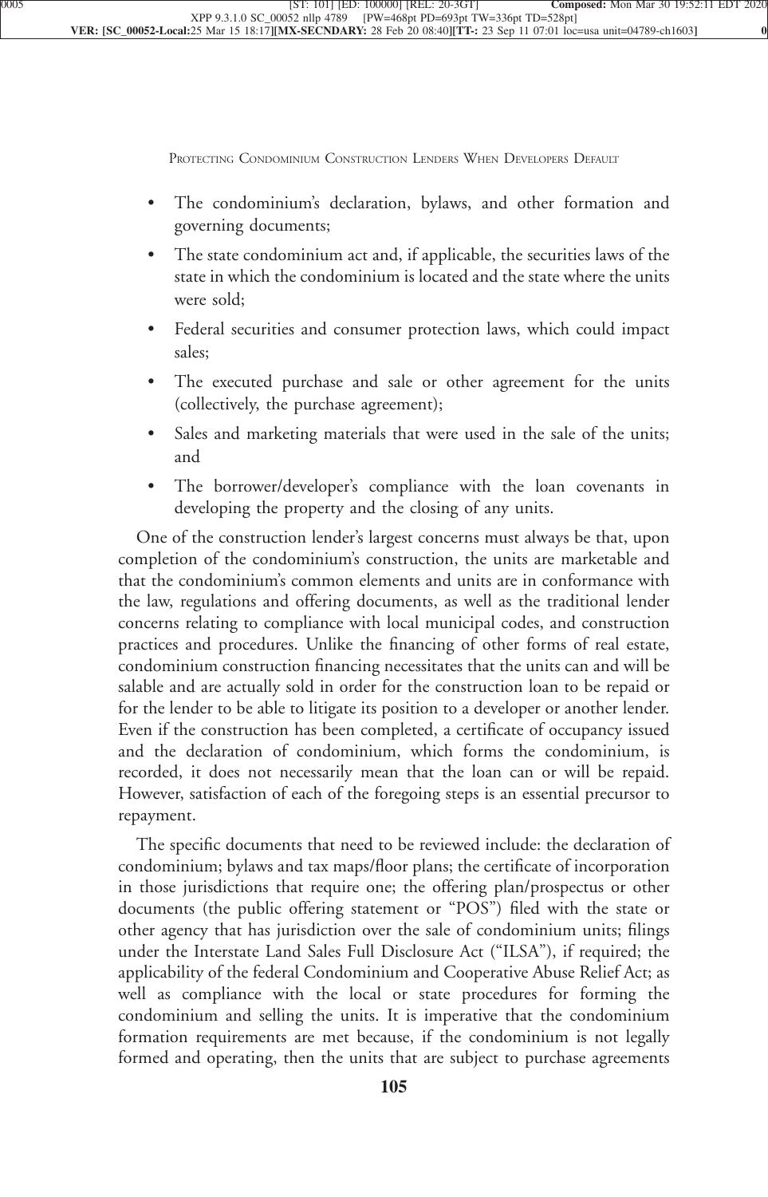- The condominium's declaration, bylaws, and other formation and governing documents;
- The state condominium act and, if applicable, the securities laws of the state in which the condominium is located and the state where the units were sold;
- Federal securities and consumer protection laws, which could impact sales;
- The executed purchase and sale or other agreement for the units (collectively, the purchase agreement);
- Sales and marketing materials that were used in the sale of the units; and
- The borrower/developer's compliance with the loan covenants in developing the property and the closing of any units.

One of the construction lender's largest concerns must always be that, upon completion of the condominium's construction, the units are marketable and that the condominium's common elements and units are in conformance with the law, regulations and offering documents, as well as the traditional lender concerns relating to compliance with local municipal codes, and construction practices and procedures. Unlike the financing of other forms of real estate, condominium construction financing necessitates that the units can and will be salable and are actually sold in order for the construction loan to be repaid or for the lender to be able to litigate its position to a developer or another lender. Even if the construction has been completed, a certificate of occupancy issued and the declaration of condominium, which forms the condominium, is recorded, it does not necessarily mean that the loan can or will be repaid. However, satisfaction of each of the foregoing steps is an essential precursor to repayment.

The specific documents that need to be reviewed include: the declaration of condominium; bylaws and tax maps/floor plans; the certificate of incorporation in those jurisdictions that require one; the offering plan/prospectus or other documents (the public offering statement or "POS") filed with the state or other agency that has jurisdiction over the sale of condominium units; filings under the Interstate Land Sales Full Disclosure Act ("ILSA"), if required; the applicability of the federal Condominium and Cooperative Abuse Relief Act; as well as compliance with the local or state procedures for forming the condominium and selling the units. It is imperative that the condominium formation requirements are met because, if the condominium is not legally formed and operating, then the units that are subject to purchase agreements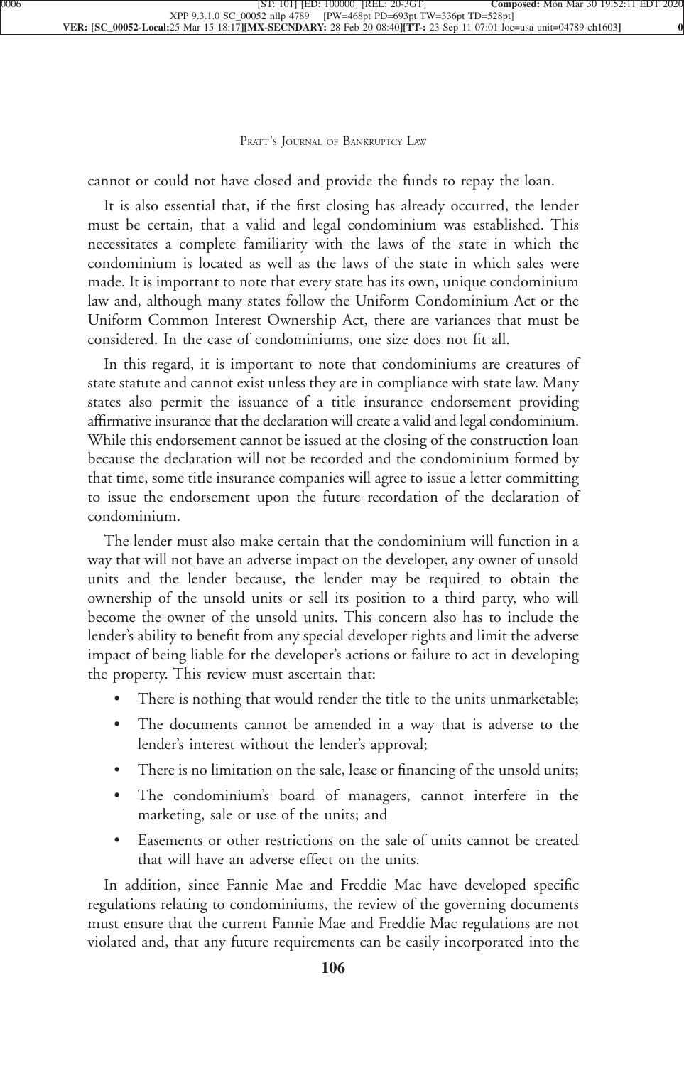cannot or could not have closed and provide the funds to repay the loan.

It is also essential that, if the first closing has already occurred, the lender must be certain, that a valid and legal condominium was established. This necessitates a complete familiarity with the laws of the state in which the condominium is located as well as the laws of the state in which sales were made. It is important to note that every state has its own, unique condominium law and, although many states follow the Uniform Condominium Act or the Uniform Common Interest Ownership Act, there are variances that must be considered. In the case of condominiums, one size does not fit all.

In this regard, it is important to note that condominiums are creatures of state statute and cannot exist unless they are in compliance with state law. Many states also permit the issuance of a title insurance endorsement providing affirmative insurance that the declaration will create a valid and legal condominium. While this endorsement cannot be issued at the closing of the construction loan because the declaration will not be recorded and the condominium formed by that time, some title insurance companies will agree to issue a letter committing to issue the endorsement upon the future recordation of the declaration of condominium.

The lender must also make certain that the condominium will function in a way that will not have an adverse impact on the developer, any owner of unsold units and the lender because, the lender may be required to obtain the ownership of the unsold units or sell its position to a third party, who will become the owner of the unsold units. This concern also has to include the lender's ability to benefit from any special developer rights and limit the adverse impact of being liable for the developer's actions or failure to act in developing the property. This review must ascertain that:

- There is nothing that would render the title to the units unmarketable;
- The documents cannot be amended in a way that is adverse to the lender's interest without the lender's approval;
- There is no limitation on the sale, lease or financing of the unsold units;
- The condominium's board of managers, cannot interfere in the marketing, sale or use of the units; and
- Easements or other restrictions on the sale of units cannot be created that will have an adverse effect on the units.

In addition, since Fannie Mae and Freddie Mac have developed specific regulations relating to condominiums, the review of the governing documents must ensure that the current Fannie Mae and Freddie Mac regulations are not violated and, that any future requirements can be easily incorporated into the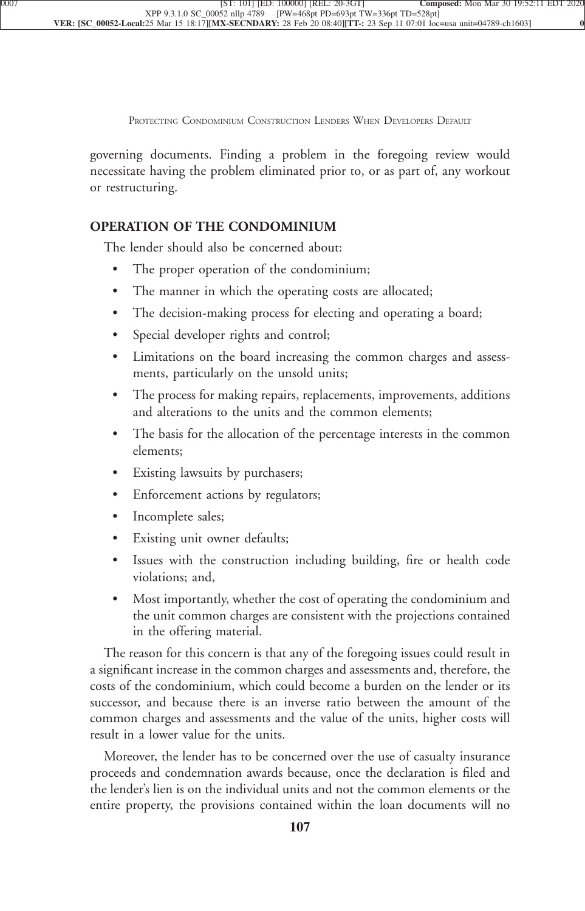governing documents. Finding a problem in the foregoing review would necessitate having the problem eliminated prior to, or as part of, any workout or restructuring.

## OPERATION OF THE CONDOMINIUM

The lender should also be concerned about:

- The proper operation of the condominium;
- The manner in which the operating costs are allocated;
- The decision-making process for electing and operating a board;
- Special developer rights and control;
- Limitations on the board increasing the common charges and assessments, particularly on the unsold units;
- The process for making repairs, replacements, improvements, additions and alterations to the units and the common elements;
- The basis for the allocation of the percentage interests in the common elements;
- Existing lawsuits by purchasers;
- Enforcement actions by regulators;
- Incomplete sales;
- Existing unit owner defaults;
- Issues with the construction including building, fire or health code violations; and,
- Most importantly, whether the cost of operating the condominium and the unit common charges are consistent with the projections contained in the offering material.

The reason for this concern is that any of the foregoing issues could result in a significant increase in the common charges and assessments and, therefore, the costs of the condominium, which could become a burden on the lender or its successor, and because there is an inverse ratio between the amount of the common charges and assessments and the value of the units, higher costs will result in a lower value for the units.

Moreover, the lender has to be concerned over the use of casualty insurance proceeds and condemnation awards because, once the declaration is filed and the lender's lien is on the individual units and not the common elements or the entire property, the provisions contained within the loan documents will no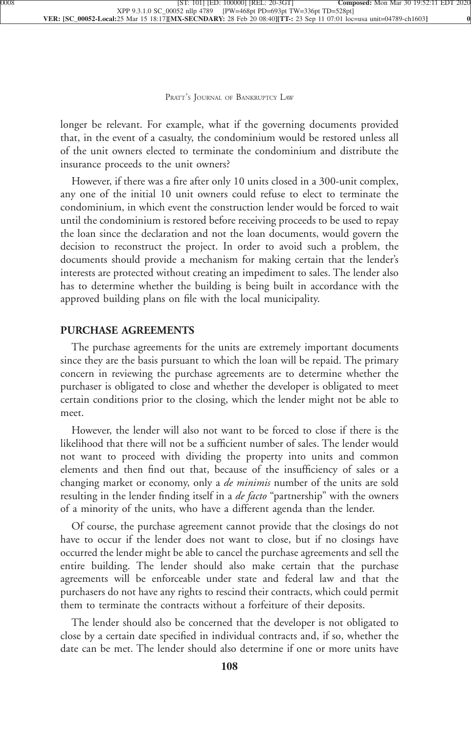longer be relevant. For example, what if the governing documents provided that, in the event of a casualty, the condominium would be restored unless all of the unit owners elected to terminate the condominium and distribute the insurance proceeds to the unit owners?

However, if there was a fire after only 10 units closed in a 300-unit complex, any one of the initial 10 unit owners could refuse to elect to terminate the condominium, in which event the construction lender would be forced to wait until the condominium is restored before receiving proceeds to be used to repay the loan since the declaration and not the loan documents, would govern the decision to reconstruct the project. In order to avoid such a problem, the documents should provide a mechanism for making certain that the lender's interests are protected without creating an impediment to sales. The lender also has to determine whether the building is being built in accordance with the approved building plans on file with the local municipality.

## PURCHASE AGREEMENTS

The purchase agreements for the units are extremely important documents since they are the basis pursuant to which the loan will be repaid. The primary concern in reviewing the purchase agreements are to determine whether the purchaser is obligated to close and whether the developer is obligated to meet certain conditions prior to the closing, which the lender might not be able to meet.

However, the lender will also not want to be forced to close if there is the likelihood that there will not be a sufficient number of sales. The lender would not want to proceed with dividing the property into units and common elements and then find out that, because of the insufficiency of sales or a changing market or economy, only a *de minimis* number of the units are sold resulting in the lender finding itself in a *de facto* "partnership" with the owners of a minority of the units, who have a different agenda than the lender.

Of course, the purchase agreement cannot provide that the closings do not have to occur if the lender does not want to close, but if no closings have occurred the lender might be able to cancel the purchase agreements and sell the entire building. The lender should also make certain that the purchase agreements will be enforceable under state and federal law and that the purchasers do not have any rights to rescind their contracts, which could permit them to terminate the contracts without a forfeiture of their deposits.

The lender should also be concerned that the developer is not obligated to close by a certain date specified in individual contracts and, if so, whether the date can be met. The lender should also determine if one or more units have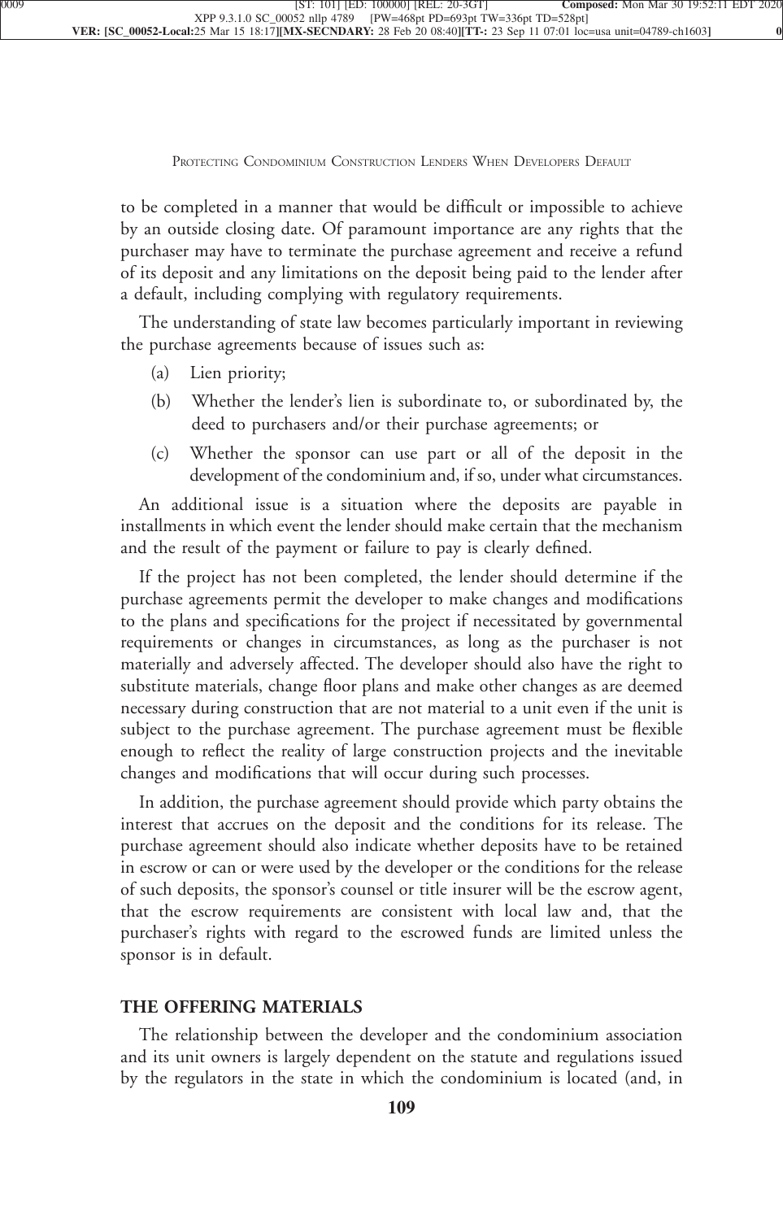to be completed in a manner that would be difficult or impossible to achieve by an outside closing date. Of paramount importance are any rights that the purchaser may have to terminate the purchase agreement and receive a refund of its deposit and any limitations on the deposit being paid to the lender after a default, including complying with regulatory requirements.

The understanding of state law becomes particularly important in reviewing the purchase agreements because of issues such as:

(a) Lien priority;

(b) Whether the lender's lien is subordinate to, or subordinated by, the deed to purchasers and/or their purchase agreements; or

(c) Whether the sponsor can use part or all of the deposit in the development of the condominium and, if so, under what circumstances.

An additional issue is a situation where the deposits are payable in installments in which event the lender should make certain that the mechanism and the result of the payment or failure to pay is clearly defined.

If the project has not been completed, the lender should determine if the purchase agreements permit the developer to make changes and modifications to the plans and specifications for the project if necessitated by governmental requirements or changes in circumstances, as long as the purchaser is not materially and adversely affected. The developer should also have the right to substitute materials, change floor plans and make other changes as are deemed necessary during construction that are not material to a unit even if the unit is subject to the purchase agreement. The purchase agreement must be flexible enough to reflect the reality of large construction projects and the inevitable changes and modifications that will occur during such processes.

In addition, the purchase agreement should provide which party obtains the interest that accrues on the deposit and the conditions for its release. The purchase agreement should also indicate whether deposits have to be retained in escrow or can or were used by the developer or the conditions for the release of such deposits, the sponsor's counsel or title insurer will be the escrow agent, that the escrow requirements are consistent with local law and, that the purchaser's rights with regard to the escrowed funds are limited unless the sponsor is in default.

## THE OFFERING MATERIALS

The relationship between the developer and the condominium association and its unit owners is largely dependent on the statute and regulations issued by the regulators in the state in which the condominium is located (and, in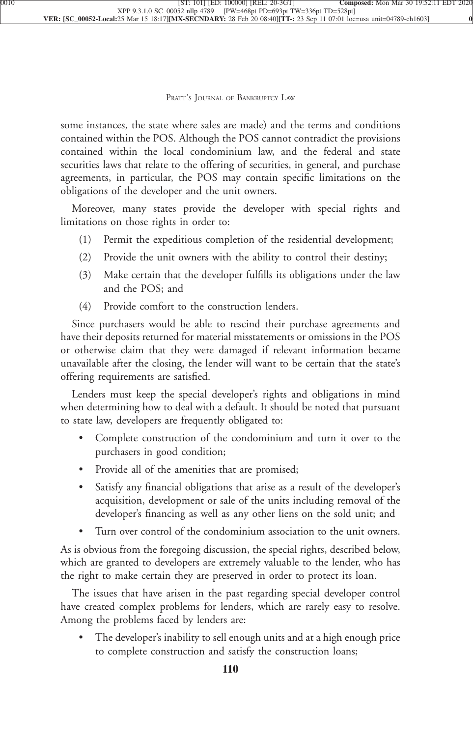some instances, the state where sales are made) and the terms and conditions contained within the POS. Although the POS cannot contradict the provisions contained within the local condominium law, and the federal and state securities laws that relate to the offering of securities, in general, and purchase agreements, in particular, the POS may contain specific limitations on the obligations of the developer and the unit owners.

Moreover, many states provide the developer with special rights and limitations on those rights in order to:

(1) Permit the expeditious completion of the residential development;

(2) Provide the unit owners with the ability to control their destiny;

(3) Make certain that the developer fulfills its obligations under the law and the POS; and

(4) Provide comfort to the construction lenders.

Since purchasers would be able to rescind their purchase agreements and have their deposits returned for material misstatements or omissions in the POS or otherwise claim that they were damaged if relevant information became unavailable after the closing, the lender will want to be certain that the state's offering requirements are satisfied.

Lenders must keep the special developer's rights and obligations in mind when determining how to deal with a default. It should be noted that pursuant to state law, developers are frequently obligated to:

- Complete construction of the condominium and turn it over to the purchasers in good condition;
- Provide all of the amenities that are promised;
- Satisfy any financial obligations that arise as a result of the developer's acquisition, development or sale of the units including removal of the developer's financing as well as any other liens on the sold unit; and
- Turn over control of the condominium association to the unit owners.

As is obvious from the foregoing discussion, the special rights, described below, which are granted to developers are extremely valuable to the lender, who has the right to make certain they are preserved in order to protect its loan.

The issues that have arisen in the past regarding special developer control have created complex problems for lenders, which are rarely easy to resolve. Among the problems faced by lenders are:

- The developer's inability to sell enough units and at a high enough price to complete construction and satisfy the construction loans;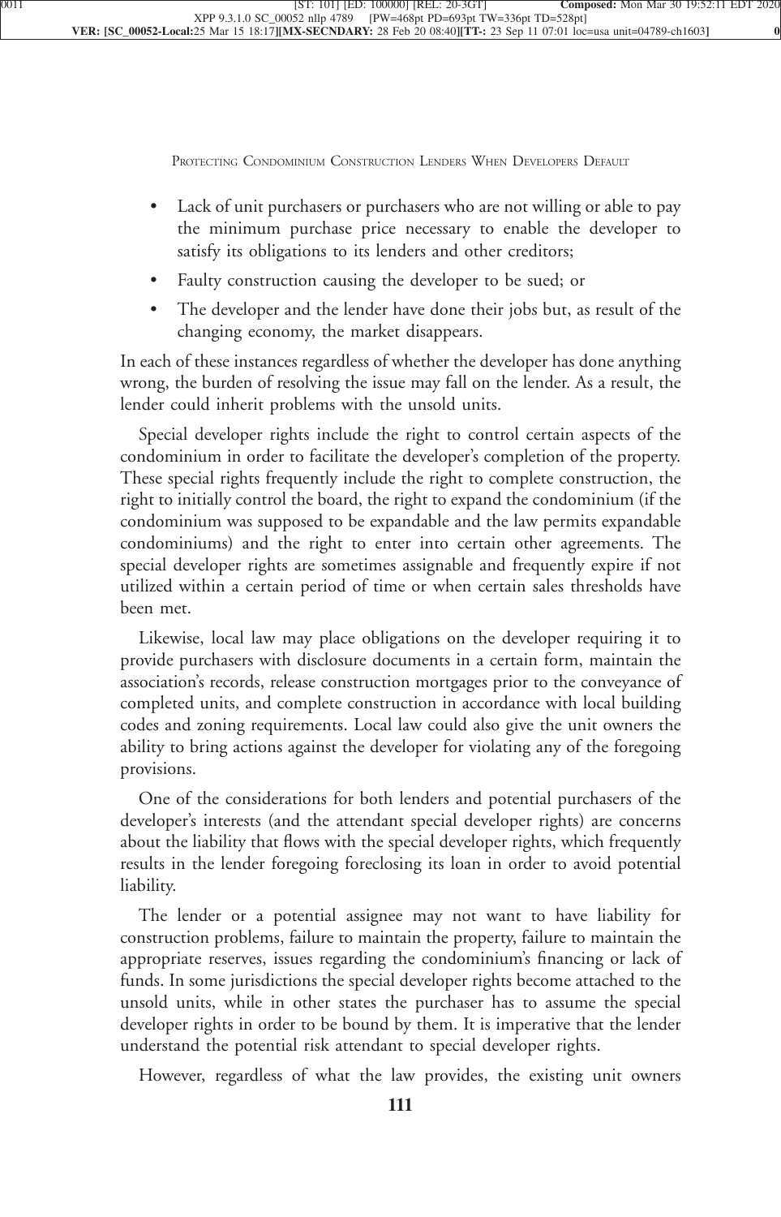- Lack of unit purchasers or purchasers who are not willing or able to pay the minimum purchase price necessary to enable the developer to satisfy its obligations to its lenders and other creditors;
- Faulty construction causing the developer to be sued; or
- The developer and the lender have done their jobs but, as result of the changing economy, the market disappears.

In each of these instances regardless of whether the developer has done anything wrong, the burden of resolving the issue may fall on the lender. As a result, the lender could inherit problems with the unsold units.

Special developer rights include the right to control certain aspects of the condominium in order to facilitate the developer's completion of the property. These special rights frequently include the right to complete construction, the right to initially control the board, the right to expand the condominium (if the condominium was supposed to be expandable and the law permits expandable condominiums) and the right to enter into certain other agreements. The special developer rights are sometimes assignable and frequently expire if not utilized within a certain period of time or when certain sales thresholds have been met.

Likewise, local law may place obligations on the developer requiring it to provide purchasers with disclosure documents in a certain form, maintain the association's records, release construction mortgages prior to the conveyance of completed units, and complete construction in accordance with local building codes and zoning requirements. Local law could also give the unit owners the ability to bring actions against the developer for violating any of the foregoing provisions.

One of the considerations for both lenders and potential purchasers of the developer's interests (and the attendant special developer rights) are concerns about the liability that flows with the special developer rights, which frequently results in the lender foregoing foreclosing its loan in order to avoid potential liability.

The lender or a potential assignee may not want to have liability for construction problems, failure to maintain the property, failure to maintain the appropriate reserves, issues regarding the condominium's financing or lack of funds. In some jurisdictions the special developer rights become attached to the unsold units, while in other states the purchaser has to assume the special developer rights in order to be bound by them. It is imperative that the lender understand the potential risk attendant to special developer rights.

However, regardless of what the law provides, the existing unit owners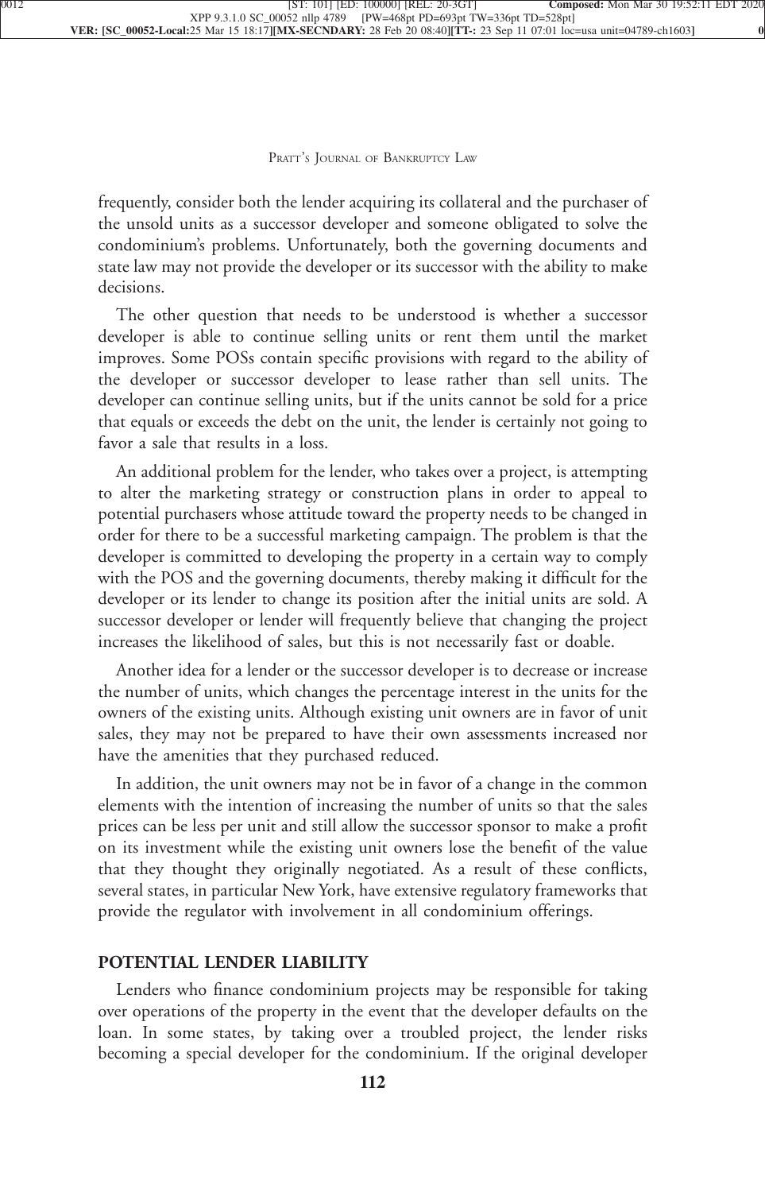frequently, consider both the lender acquiring its collateral and the purchaser of the unsold units as a successor developer and someone obligated to solve the condominium's problems. Unfortunately, both the governing documents and state law may not provide the developer or its successor with the ability to make decisions.

The other question that needs to be understood is whether a successor developer is able to continue selling units or rent them until the market improves. Some POSs contain specific provisions with regard to the ability of the developer or successor developer to lease rather than sell units. The developer can continue selling units, but if the units cannot be sold for a price that equals or exceeds the debt on the unit, the lender is certainly not going to favor a sale that results in a loss.

An additional problem for the lender, who takes over a project, is attempting to alter the marketing strategy or construction plans in order to appeal to potential purchasers whose attitude toward the property needs to be changed in order for there to be a successful marketing campaign. The problem is that the developer is committed to developing the property in a certain way to comply with the POS and the governing documents, thereby making it difficult for the developer or its lender to change its position after the initial units are sold. A successor developer or lender will frequently believe that changing the project increases the likelihood of sales, but this is not necessarily fast or doable.

Another idea for a lender or the successor developer is to decrease or increase the number of units, which changes the percentage interest in the units for the owners of the existing units. Although existing unit owners are in favor of unit sales, they may not be prepared to have their own assessments increased nor have the amenities that they purchased reduced.

In addition, the unit owners may not be in favor of a change in the common elements with the intention of increasing the number of units so that the sales prices can be less per unit and still allow the successor sponsor to make a profit on its investment while the existing unit owners lose the benefit of the value that they thought they originally negotiated. As a result of these conflicts, several states, in particular New York, have extensive regulatory frameworks that provide the regulator with involvement in all condominium offerings.

## POTENTIAL LENDER LIABILITY

Lenders who finance condominium projects may be responsible for taking over operations of the property in the event that the developer defaults on the loan. In some states, by taking over a troubled project, the lender risks becoming a special developer for the condominium. If the original developer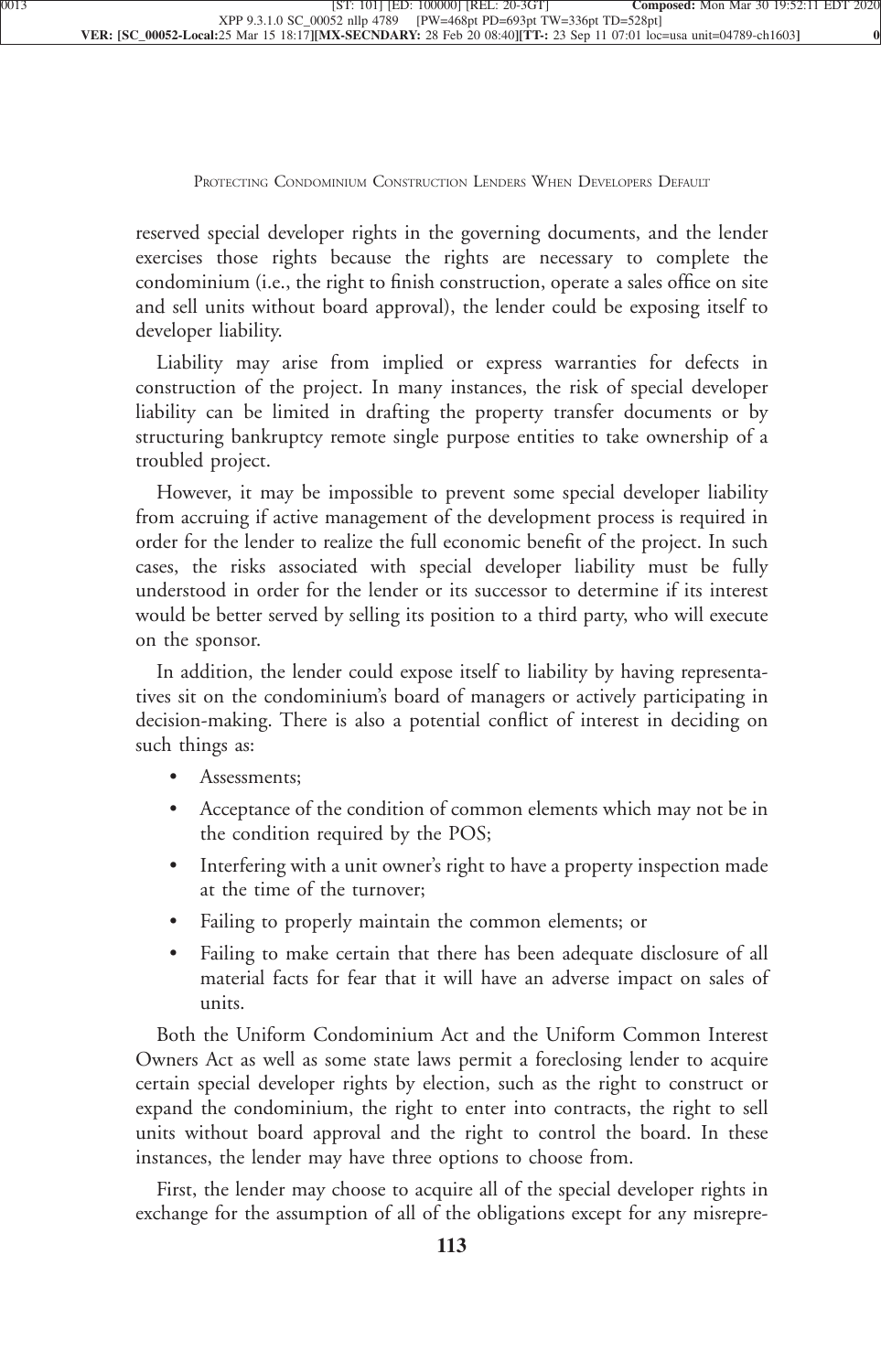reserved special developer rights in the governing documents, and the lender exercises those rights because the rights are necessary to complete the condominium (i.e., the right to finish construction, operate a sales office on site and sell units without board approval), the lender could be exposing itself to developer liability.

Liability may arise from implied or express warranties for defects in construction of the project. In many instances, the risk of special developer liability can be limited in drafting the property transfer documents or by structuring bankruptcy remote single purpose entities to take ownership of a troubled project.

However, it may be impossible to prevent some special developer liability from accruing if active management of the development process is required in order for the lender to realize the full economic benefit of the project. In such cases, the risks associated with special developer liability must be fully understood in order for the lender or its successor to determine if its interest would be better served by selling its position to a third party, who will execute on the sponsor.

In addition, the lender could expose itself to liability by having representatives sit on the condominium's board of managers or actively participating in decision-making. There is also a potential conflict of interest in deciding on such things as:

- Assessments;
- Acceptance of the condition of common elements which may not be in the condition required by the POS;
- Interfering with a unit owner's right to have a property inspection made at the time of the turnover;
- Failing to properly maintain the common elements; or
- Failing to make certain that there has been adequate disclosure of all material facts for fear that it will have an adverse impact on sales of units.

Both the Uniform Condominium Act and the Uniform Common Interest Owners Act as well as some state laws permit a foreclosing lender to acquire certain special developer rights by election, such as the right to construct or expand the condominium, the right to enter into contracts, the right to sell units without board approval and the right to control the board. In these instances, the lender may have three options to choose from.

First, the lender may choose to acquire all of the special developer rights in exchange for the assumption of all of the obligations except for any misrepre-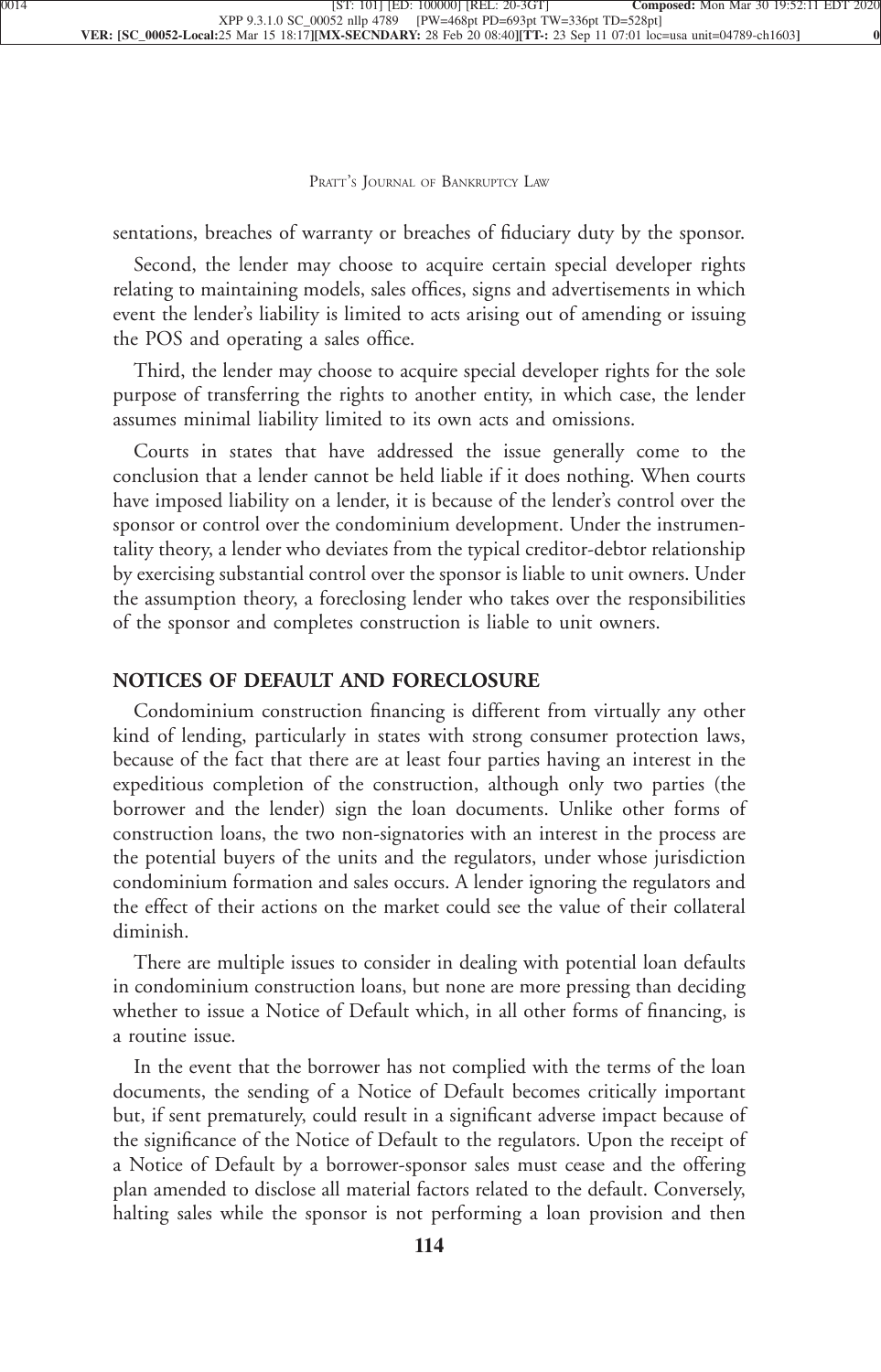sentations, breaches of warranty or breaches of fiduciary duty by the sponsor.

Second, the lender may choose to acquire certain special developer rights relating to maintaining models, sales offices, signs and advertisements in which event the lender's liability is limited to acts arising out of amending or issuing the POS and operating a sales office.

Third, the lender may choose to acquire special developer rights for the sole purpose of transferring the rights to another entity, in which case, the lender assumes minimal liability limited to its own acts and omissions.

Courts in states that have addressed the issue generally come to the conclusion that a lender cannot be held liable if it does nothing. When courts have imposed liability on a lender, it is because of the lender's control over the sponsor or control over the condominium development. Under the instrumentality theory, a lender who deviates from the typical creditor-debtor relationship by exercising substantial control over the sponsor is liable to unit owners. Under the assumption theory, a foreclosing lender who takes over the responsibilities of the sponsor and completes construction is liable to unit owners.

## NOTICES OF DEFAULT AND FORECLOSURE

Condominium construction financing is different from virtually any other kind of lending, particularly in states with strong consumer protection laws, because of the fact that there are at least four parties having an interest in the expeditious completion of the construction, although only two parties (the borrower and the lender) sign the loan documents. Unlike other forms of construction loans, the two non-signatories with an interest in the process are the potential buyers of the units and the regulators, under whose jurisdiction condominium formation and sales occurs. A lender ignoring the regulators and the effect of their actions on the market could see the value of their collateral diminish.

There are multiple issues to consider in dealing with potential loan defaults in condominium construction loans, but none are more pressing than deciding whether to issue a Notice of Default which, in all other forms of financing, is a routine issue.

In the event that the borrower has not complied with the terms of the loan documents, the sending of a Notice of Default becomes critically important but, if sent prematurely, could result in a significant adverse impact because of the significance of the Notice of Default to the regulators. Upon the receipt of a Notice of Default by a borrower-sponsor sales must cease and the offering plan amended to disclose all material factors related to the default. Conversely, halting sales while the sponsor is not performing a loan provision and then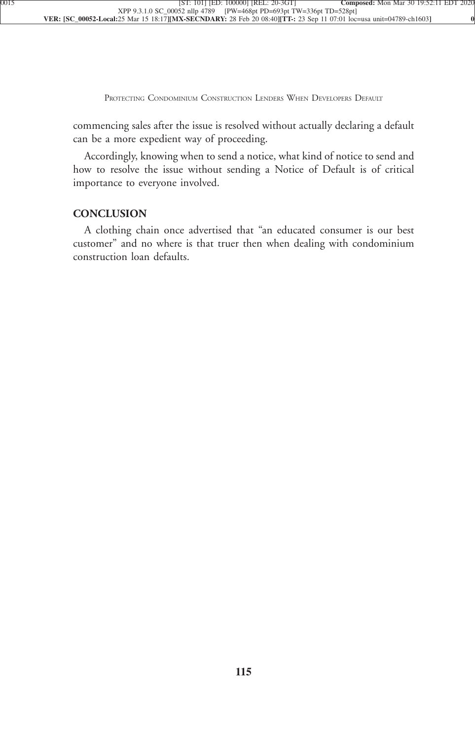commencing sales after the issue is resolved without actually declaring a default can be a more expedient way of proceeding.

Accordingly, knowing when to send a notice, what kind of notice to send and how to resolve the issue without sending a Notice of Default is of critical importance to everyone involved.

## CONCLUSION

A clothing chain once advertised that "an educated consumer is our best customer" and no where is that truer then when dealing with condominium construction loan defaults.